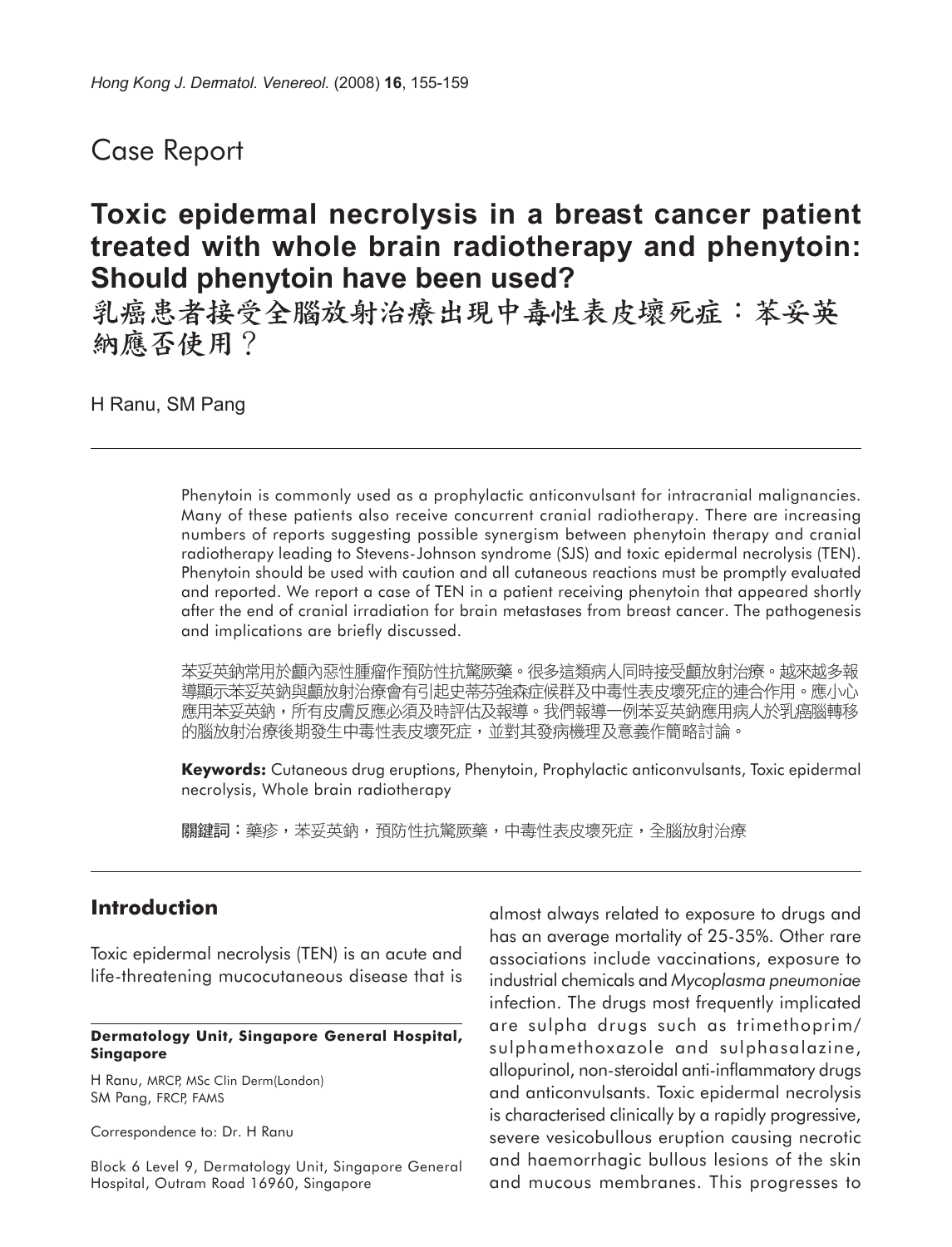## Case Report

# Toxic epidermal necrolysis in a breast cancer patient treated with whole brain radiotherapy and phenytoin: Should phenytoin have been used?

# 乳癌患者接受全腦放射治療出現中毒性表皮壞死症：苯妥英納應否使用？

H Ranu, SM Pang

Phenytoin is commonly used as a prophylactic anticonvulsant for intracranial malignancies. Many of these patients also receive concurrent cranial radiotherapy. There are increasing numbers of reports suggesting possible synergism between phenytoin therapy and cranial radiotherapy leading to Stevens-Johnson syndrome (SJS) and toxic epidermal necrolysis (TEN). Phenytoin should be used with caution and all cutaneous reactions must be promptly evaluated and reported. We report a case of TEN in a patient receiving phenytoin that appeared shortly after the end of cranial irradiation for brain metastases from breast cancer. The pathogenesis and implications are briefly discussed.

苯妥英鈉常用於顱內惡性腫瘤作預防性抗驚厥藥。很多這類病人同時接受顱放射治療。越來越多報導顯示苯妥英鈉與顱放射治療會有引起史蒂芬強森症候群及中毒性表皮壞死症的連合作用。應小心應用苯妥英鈉，所有皮膚反應必須及時評估及報導。我們報導一例苯妥英鈉應用病人於乳癌腦轉移的腦放射治療後期發生中毒性表皮壞死症，並對其發病機理及意義作簡略討論。

**Keywords:** Cutaneous drug eruptions, Phenytoin, Prophylactic anticonvulsants, Toxic epidermal necrolysis, Whole brain radiotherapy

**關鍵詞：**藥疹，苯妥英鈉，預防性抗驚厥藥，中毒性表皮壞死症，全腦放射治療

## Introduction

Toxic epidermal necrolysis (TEN) is an acute and life-threatening mucocutaneous disease that is almost always related to exposure to drugs and has an average mortality of 25-35%. Other rare associations include vaccinations, exposure to industrial chemicals and *Mycoplasma pneumoniae* infection. The drugs most frequently implicated are sulpha drugs such as trimethoprim/sulphamethoxazole and sulphasalazine, allopurinol, non-steroidal anti-inflammatory drugs and anticonvulsants. Toxic epidermal necrolysis is characterised clinically by a rapidly progressive, severe vesicobullous eruption causing necrotic and haemorrhagic bullous lesions of the skin and mucous membranes. This progresses to

**Dermatology Unit, Singapore General Hospital, Singapore**

H Ranu, MRCP, MSc Clin Derm(London)
SM Pang, FRCP, FAMS

Correspondence to: Dr. H Ranu

Block 6 Level 9, Dermatology Unit, Singapore General Hospital, Outram Road 16960, Singapore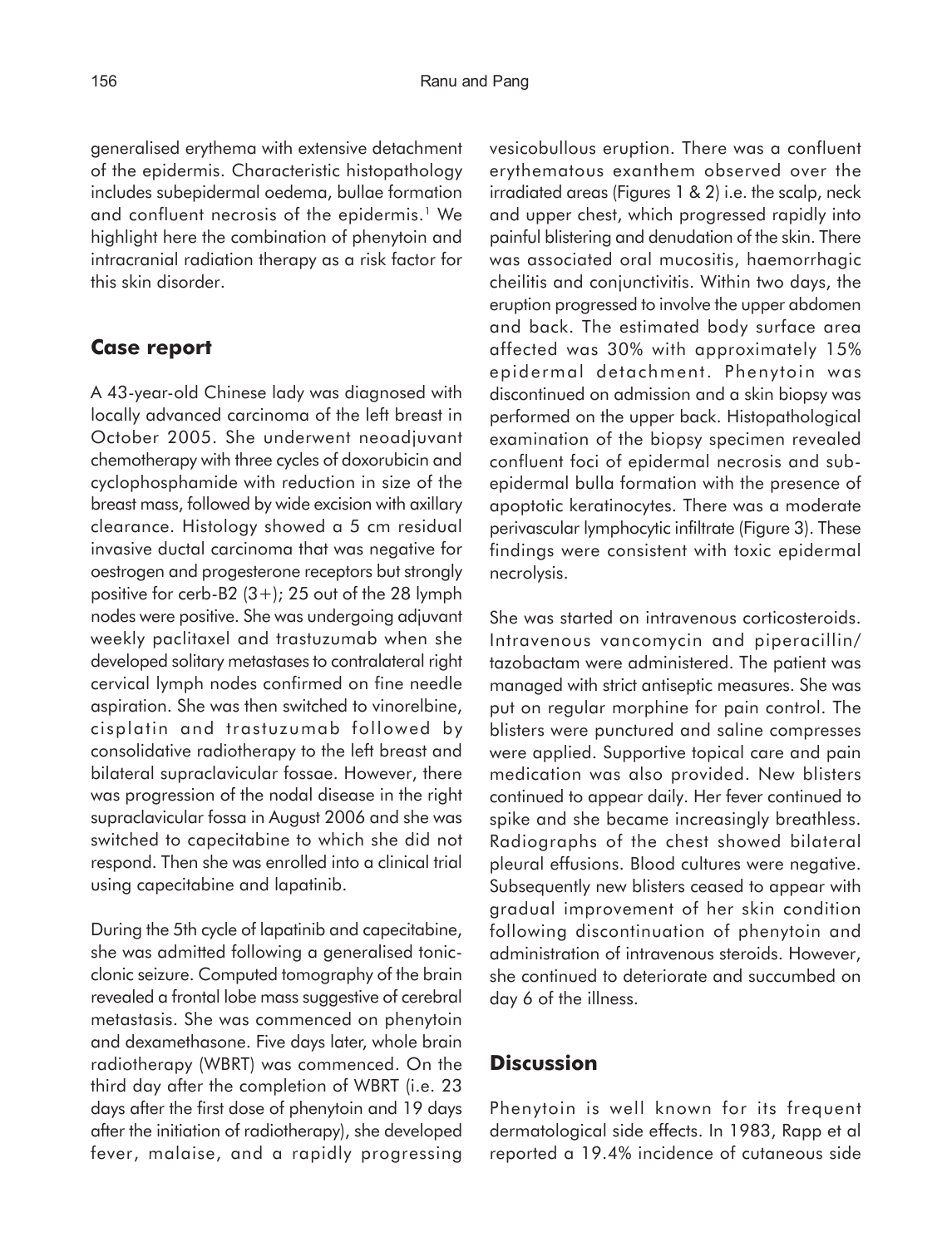generalised erythema with extensive detachment of the epidermis. Characteristic histopathology includes subepidermal oedema, bullae formation and confluent necrosis of the epidermis.[1] We highlight here the combination of phenytoin and intracranial radiation therapy as a risk factor for this skin disorder.

## Case report

A 43-year-old Chinese lady was diagnosed with locally advanced carcinoma of the left breast in October 2005. She underwent neoadjuvant chemotherapy with three cycles of doxorubicin and cyclophosphamide with reduction in size of the breast mass, followed by wide excision with axillary clearance. Histology showed a 5 cm residual invasive ductal carcinoma that was negative for oestrogen and progesterone receptors but strongly positive for cerb-B2 (3+); 25 out of the 28 lymph nodes were positive. She was undergoing adjuvant weekly paclitaxel and trastuzumab when she developed solitary metastases to contralateral right cervical lymph nodes confirmed on fine needle aspiration. She was then switched to vinorelbine, cisplatin and trastuzumab followed by consolidative radiotherapy to the left breast and bilateral supraclavicular fossae. However, there was progression of the nodal disease in the right supraclavicular fossa in August 2006 and she was switched to capecitabine to which she did not respond. Then she was enrolled into a clinical trial using capecitabine and lapatinib.

During the 5th cycle of lapatinib and capecitabine, she was admitted following a generalised tonic-clonic seizure. Computed tomography of the brain revealed a frontal lobe mass suggestive of cerebral metastasis. She was commenced on phenytoin and dexamethasone. Five days later, whole brain radiotherapy (WBRT) was commenced. On the third day after the completion of WBRT (i.e. 23 days after the first dose of phenytoin and 19 days after the initiation of radiotherapy), she developed fever, malaise, and a rapidly progressing vesicobullous eruption. There was a confluent erythematous exanthem observed over the irradiated areas (Figures 1 & 2) i.e. the scalp, neck and upper chest, which progressed rapidly into painful blistering and denudation of the skin. There was associated oral mucositis, haemorrhagic cheilitis and conjunctivitis. Within two days, the eruption progressed to involve the upper abdomen and back. The estimated body surface area affected was 30% with approximately 15% epidermal detachment. Phenytoin was discontinued on admission and a skin biopsy was performed on the upper back. Histopathological examination of the biopsy specimen revealed confluent foci of epidermal necrosis and sub-epidermal bulla formation with the presence of apoptotic keratinocytes. There was a moderate perivascular lymphocytic infiltrate (Figure 3). These findings were consistent with toxic epidermal necrolysis.

She was started on intravenous corticosteroids. Intravenous vancomycin and piperacillin/tazobactam were administered. The patient was managed with strict antiseptic measures. She was put on regular morphine for pain control. The blisters were punctured and saline compresses were applied. Supportive topical care and pain medication was also provided. New blisters continued to appear daily. Her fever continued to spike and she became increasingly breathless. Radiographs of the chest showed bilateral pleural effusions. Blood cultures were negative. Subsequently new blisters ceased to appear with gradual improvement of her skin condition following discontinuation of phenytoin and administration of intravenous steroids. However, she continued to deteriorate and succumbed on day 6 of the illness.

## Discussion

Phenytoin is well known for its frequent dermatological side effects. In 1983, Rapp et al reported a 19.4% incidence of cutaneous side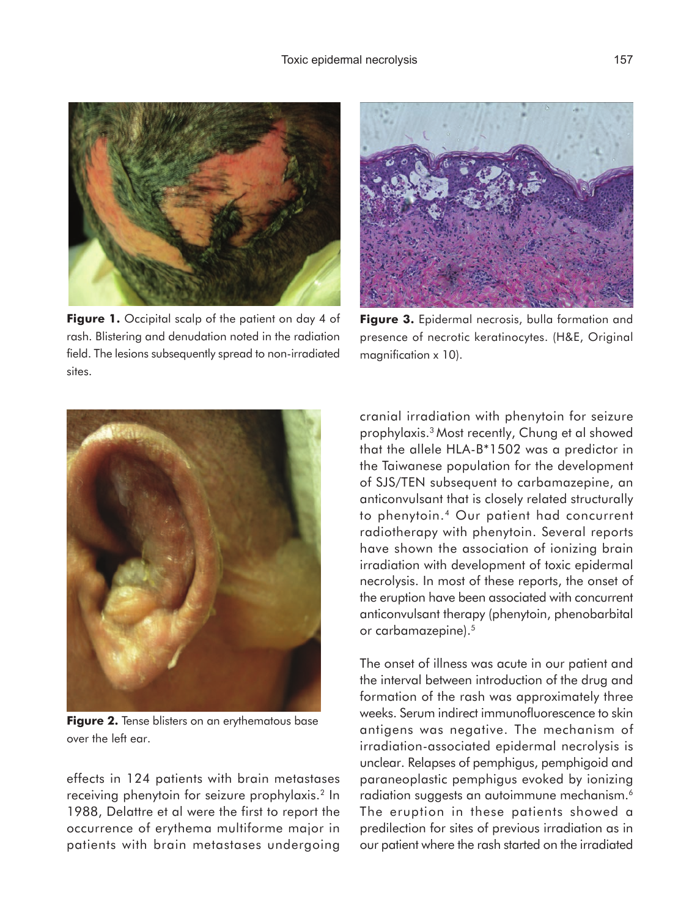Figure 1. Occipital scalp of the patient on day 4 of rash. Blistering and denudation noted in the radiation field. The lesions subsequently spread to non-irradiated sites.

Figure 3. Epidermal necrosis, bulla formation and presence of necrotic keratinocytes. (H&E, Original magnification x 10).

Figure 2. Tense blisters on an erythematous base over the left ear.

effects in 124 patients with brain metastases receiving phenytoin for seizure prophylaxis.[2] In 1988, Delattre et al were the first to report the occurrence of erythema multiforme major in patients with brain metastases undergoing cranial irradiation with phenytoin for seizure prophylaxis.[3] Most recently, Chung et al showed that the allele HLA-B*1502 was a predictor in the Taiwanese population for the development of SJS/TEN subsequent to carbamazepine, an anticonvulsant that is closely related structurally to phenytoin.[4] Our patient had concurrent radiotherapy with phenytoin. Several reports have shown the association of ionizing brain irradiation with development of toxic epidermal necrolysis. In most of these reports, the onset of the eruption have been associated with concurrent anticonvulsant therapy (phenytoin, phenobarbital or carbamazepine).[5]

The onset of illness was acute in our patient and the interval between introduction of the drug and formation of the rash was approximately three weeks. Serum indirect immunofluorescence to skin antigens was negative. The mechanism of irradiation-associated epidermal necrolysis is unclear. Relapses of pemphigus, pemphigoid and paraneoplastic pemphigus evoked by ionizing radiation suggests an autoimmune mechanism.[6] The eruption in these patients showed a predilection for sites of previous irradiation as in our patient where the rash started on the irradiated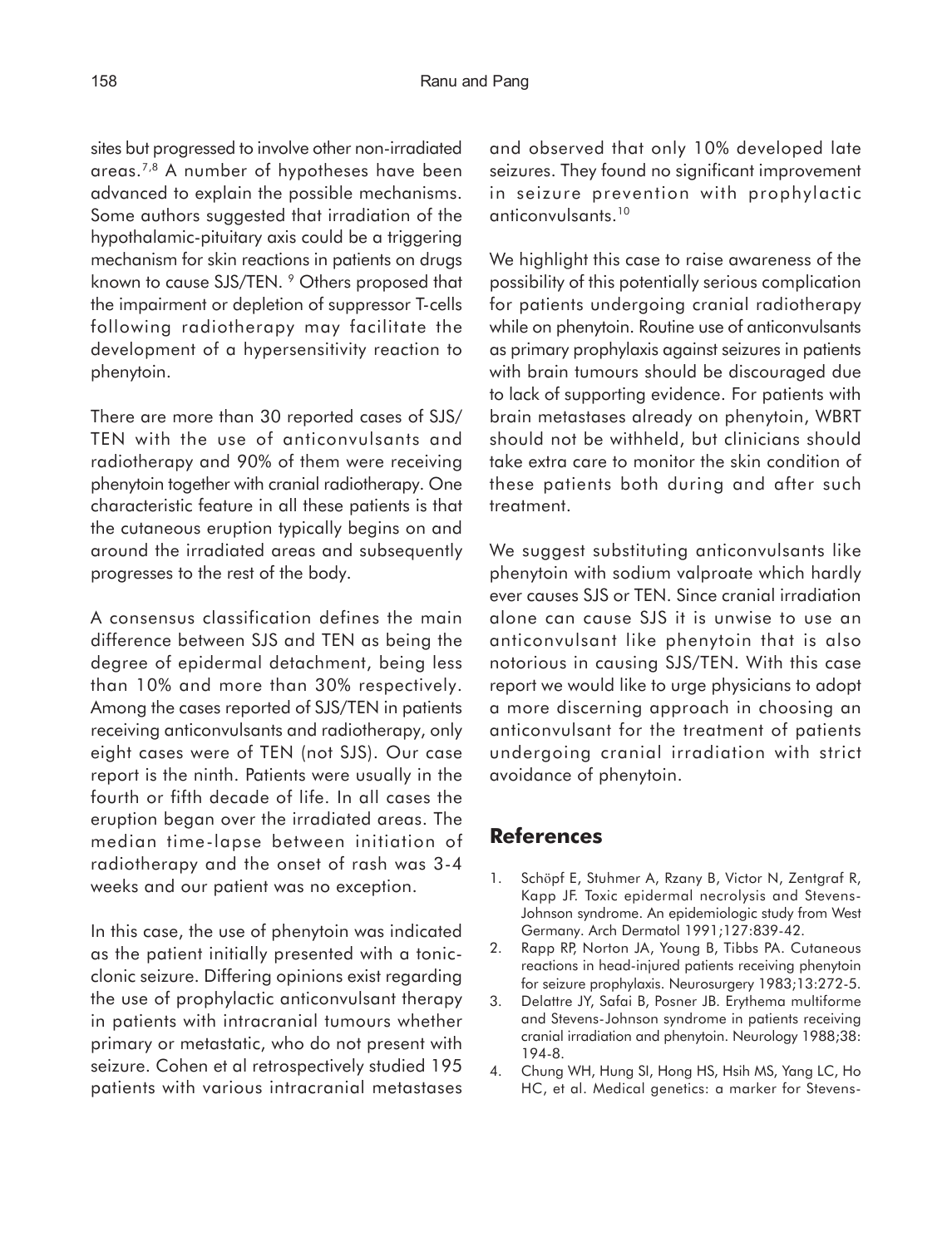sites but progressed to involve other non-irradiated areas.[7,8] A number of hypotheses have been advanced to explain the possible mechanisms. Some authors suggested that irradiation of the hypothalamic-pituitary axis could be a triggering mechanism for skin reactions in patients on drugs known to cause SJS/TEN. [9] Others proposed that the impairment or depletion of suppressor T-cells following radiotherapy may facilitate the development of a hypersensitivity reaction to phenytoin.

There are more than 30 reported cases of SJS/TEN with the use of anticonvulsants and radiotherapy and 90% of them were receiving phenytoin together with cranial radiotherapy. One characteristic feature in all these patients is that the cutaneous eruption typically begins on and around the irradiated areas and subsequently progresses to the rest of the body.

A consensus classification defines the main difference between SJS and TEN as being the degree of epidermal detachment, being less than 10% and more than 30% respectively. Among the cases reported of SJS/TEN in patients receiving anticonvulsants and radiotherapy, only eight cases were of TEN (not SJS). Our case report is the ninth. Patients were usually in the fourth or fifth decade of life. In all cases the eruption began over the irradiated areas. The median time-lapse between initiation of radiotherapy and the onset of rash was 3-4 weeks and our patient was no exception.

In this case, the use of phenytoin was indicated as the patient initially presented with a tonic-clonic seizure. Differing opinions exist regarding the use of prophylactic anticonvulsant therapy in patients with intracranial tumours whether primary or metastatic, who do not present with seizure. Cohen et al retrospectively studied 195 patients with various intracranial metastases and observed that only 10% developed late seizures. They found no significant improvement in seizure prevention with prophylactic anticonvulsants.[10]

We highlight this case to raise awareness of the possibility of this potentially serious complication for patients undergoing cranial radiotherapy while on phenytoin. Routine use of anticonvulsants as primary prophylaxis against seizures in patients with brain tumours should be discouraged due to lack of supporting evidence. For patients with brain metastases already on phenytoin, WBRT should not be withheld, but clinicians should take extra care to monitor the skin condition of these patients both during and after such treatment.

We suggest substituting anticonvulsants like phenytoin with sodium valproate which hardly ever causes SJS or TEN. Since cranial irradiation alone can cause SJS it is unwise to use an anticonvulsant like phenytoin that is also notorious in causing SJS/TEN. With this case report we would like to urge physicians to adopt a more discerning approach in choosing an anticonvulsant for the treatment of patients undergoing cranial irradiation with strict avoidance of phenytoin.

## References

1. Schöpf E, Stuhmer A, Rzany B, Victor N, Zentgraf R, Kapp JF. Toxic epidermal necrolysis and Stevens-Johnson syndrome. An epidemiologic study from West Germany. Arch Dermatol 1991;127:839-42.
2. Rapp RP, Norton JA, Young B, Tibbs PA. Cutaneous reactions in head-injured patients receiving phenytoin for seizure prophylaxis. Neurosurgery 1983;13:272-5.
3. Delattre JY, Safai B, Posner JB. Erythema multiforme and Stevens-Johnson syndrome in patients receiving cranial irradiation and phenytoin. Neurology 1988;38: 194-8.
4. Chung WH, Hung SI, Hong HS, Hsih MS, Yang LC, Ho HC, et al. Medical genetics: a marker for Stevens-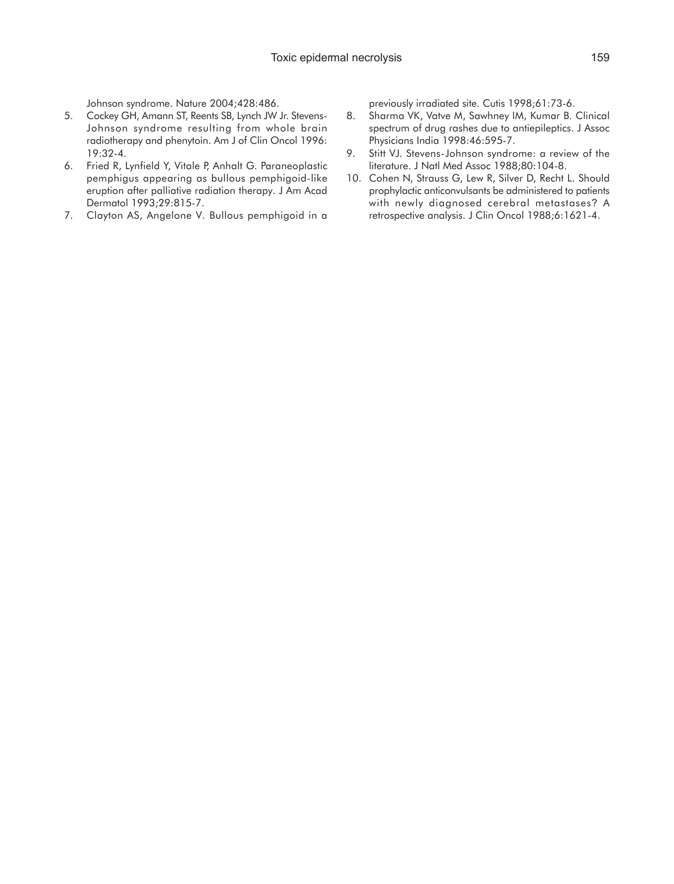Johnson syndrome. Nature 2004;428:486.

5. Cockey GH, Amann ST, Reents SB, Lynch JW Jr. Stevens-Johnson syndrome resulting from whole brain radiotherapy and phenytoin. Am J of Clin Oncol 1996: 19:32-4.
6. Fried R, Lynfield Y, Vitale P, Anhalt G. Paraneoplastic pemphigus appearing as bullous pemphigoid-like eruption after palliative radiation therapy. J Am Acad Dermatol 1993;29:815-7.
7. Clayton AS, Angelone V. Bullous pemphigoid in a previously irradiated site. Cutis 1998;61:73-6.
8. Sharma VK, Vatve M, Sawhney IM, Kumar B. Clinical spectrum of drug rashes due to antiepileptics. J Assoc Physicians India 1998:46:595-7.
9. Stitt VJ. Stevens-Johnson syndrome: a review of the literature. J Natl Med Assoc 1988;80:104-8.
10. Cohen N, Strauss G, Lew R, Silver D, Recht L. Should prophylactic anticonvulsants be administered to patients with newly diagnosed cerebral metastases? A retrospective analysis. J Clin Oncol 1988;6:1621-4.